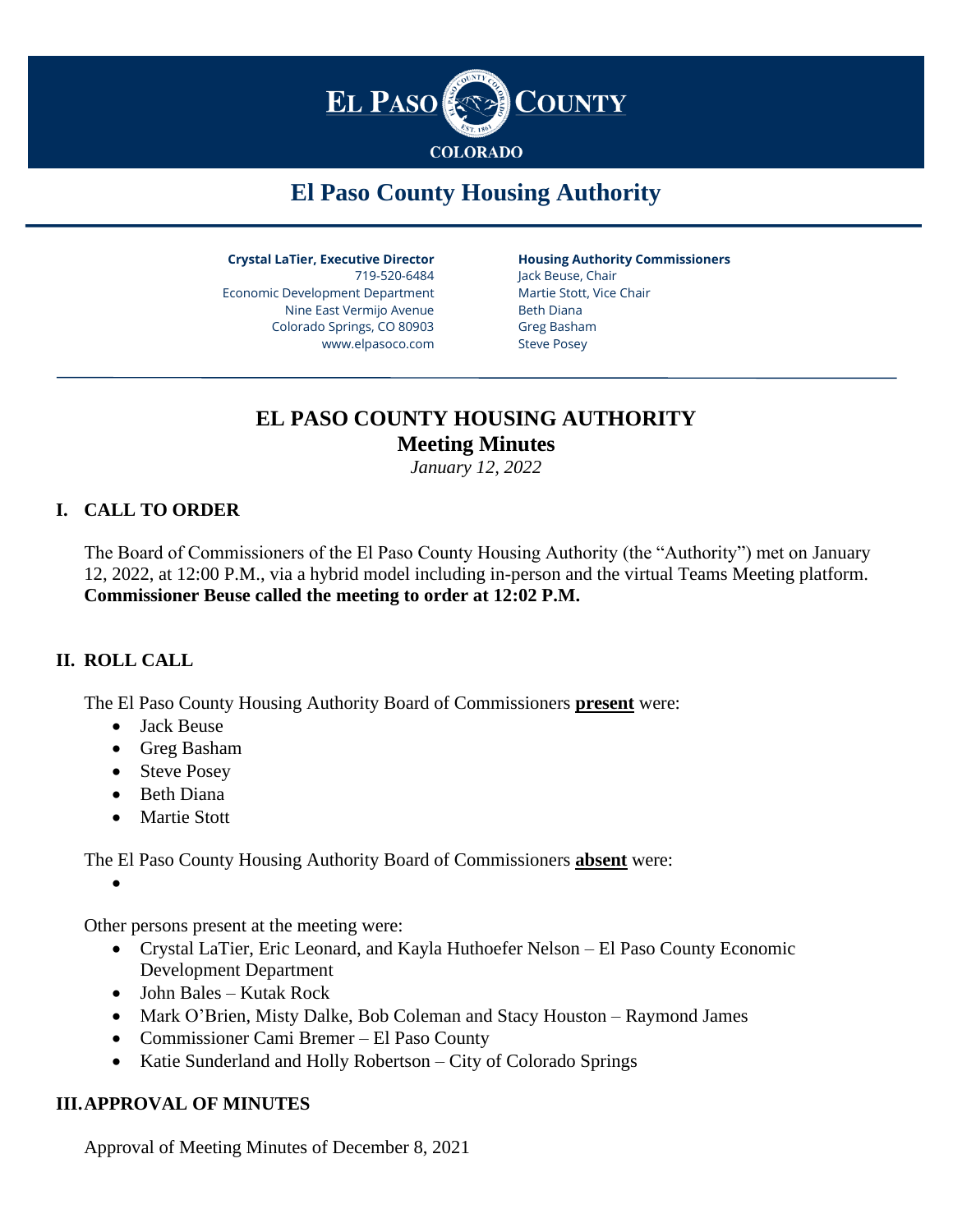EL PASO COUNTY

COLORADO

# El Paso County Housing Authority

**Crystal LaTier, Executive Director**
719-520-6484
Economic Development Department
Nine East Vermijo Avenue
Colorado Springs, CO 80903
www.elpasoco.com

**Housing Authority Commissioners**
Jack Beuse, Chair
Martie Stott, Vice Chair
Beth Diana
Greg Basham
Steve Posey

---

## EL PASO COUNTY HOUSING AUTHORITY
### Meeting Minutes
*January 12, 2022*

### I. CALL TO ORDER

The Board of Commissioners of the El Paso County Housing Authority (the "Authority") met on January 12, 2022, at 12:00 P.M., via a hybrid model including in-person and the virtual Teams Meeting platform. **Commissioner Beuse called the meeting to order at 12:02 P.M.**

### II. ROLL CALL

The El Paso County Housing Authority Board of Commissioners **present** were:

- Jack Beuse
- Greg Basham
- Steve Posey
- Beth Diana
- Martie Stott

The El Paso County Housing Authority Board of Commissioners **absent** were:

-

Other persons present at the meeting were:

- Crystal LaTier, Eric Leonard, and Kayla Huthoefer Nelson – El Paso County Economic Development Department
- John Bales – Kutak Rock
- Mark O'Brien, Misty Dalke, Bob Coleman and Stacy Houston – Raymond James
- Commissioner Cami Bremer – El Paso County
- Katie Sunderland and Holly Robertson – City of Colorado Springs

### III. APPROVAL OF MINUTES

Approval of Meeting Minutes of December 8, 2021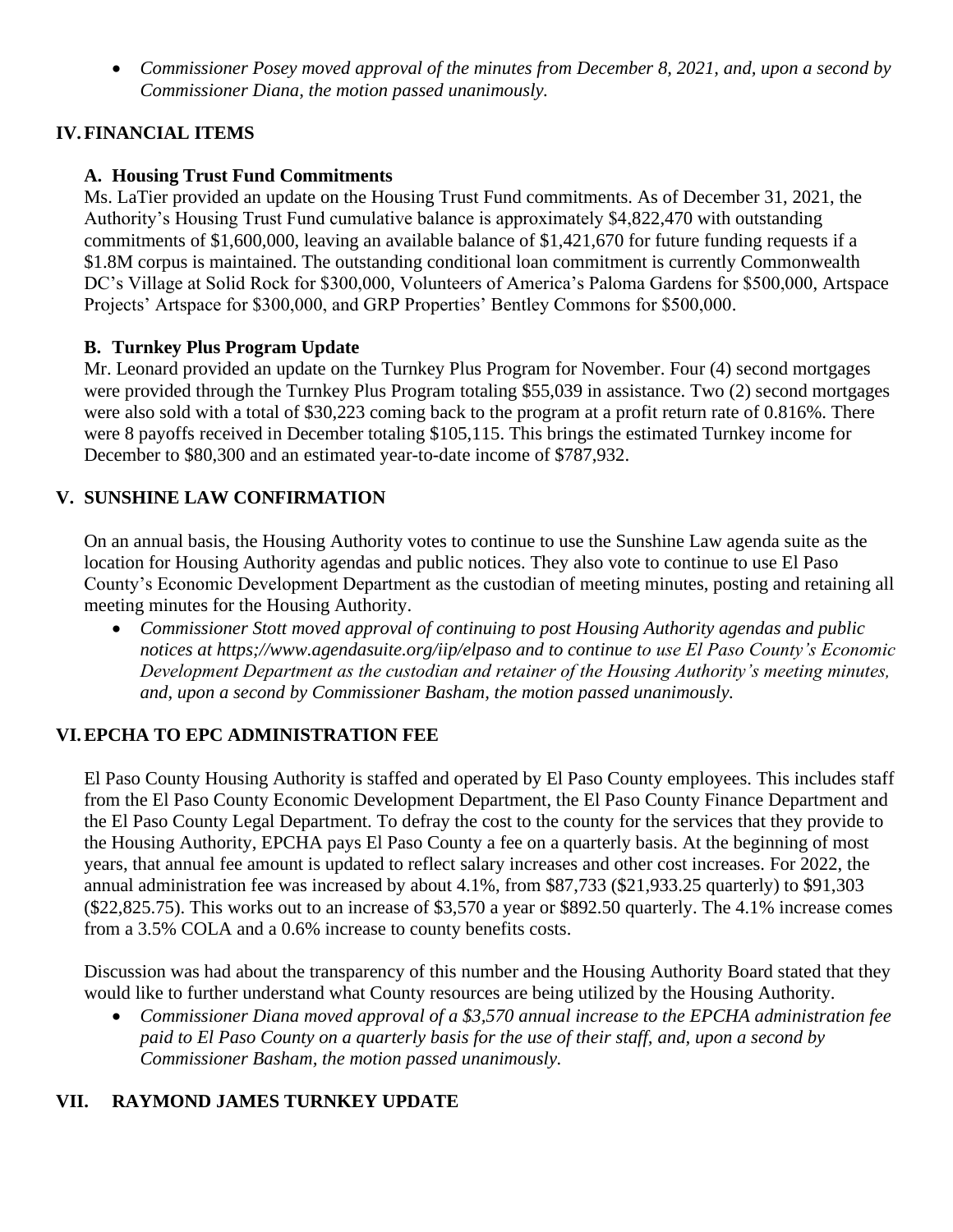- *Commissioner Posey moved approval of the minutes from December 8, 2021, and, upon a second by Commissioner Diana, the motion passed unanimously.*

## IV. FINANCIAL ITEMS

### A. Housing Trust Fund Commitments

Ms. LaTier provided an update on the Housing Trust Fund commitments. As of December 31, 2021, the Authority's Housing Trust Fund cumulative balance is approximately $4,822,470 with outstanding commitments of $1,600,000, leaving an available balance of $1,421,670 for future funding requests if a $1.8M corpus is maintained. The outstanding conditional loan commitment is currently Commonwealth DC's Village at Solid Rock for $300,000, Volunteers of America's Paloma Gardens for $500,000, Artspace Projects' Artspace for $300,000, and GRP Properties' Bentley Commons for $500,000.

### B. Turnkey Plus Program Update

Mr. Leonard provided an update on the Turnkey Plus Program for November. Four (4) second mortgages were provided through the Turnkey Plus Program totaling $55,039 in assistance. Two (2) second mortgages were also sold with a total of $30,223 coming back to the program at a profit return rate of 0.816%. There were 8 payoffs received in December totaling $105,115. This brings the estimated Turnkey income for December to $80,300 and an estimated year-to-date income of $787,932.

## V. SUNSHINE LAW CONFIRMATION

On an annual basis, the Housing Authority votes to continue to use the Sunshine Law agenda suite as the location for Housing Authority agendas and public notices. They also vote to continue to use El Paso County's Economic Development Department as the custodian of meeting minutes, posting and retaining all meeting minutes for the Housing Authority.

- *Commissioner Stott moved approval of continuing to post Housing Authority agendas and public notices at https;//www.agendasuite.org/iip/elpaso and to continue to use El Paso County's Economic Development Department as the custodian and retainer of the Housing Authority's meeting minutes, and, upon a second by Commissioner Basham, the motion passed unanimously.*

## VI. EPCHA TO EPC ADMINISTRATION FEE

El Paso County Housing Authority is staffed and operated by El Paso County employees. This includes staff from the El Paso County Economic Development Department, the El Paso County Finance Department and the El Paso County Legal Department. To defray the cost to the county for the services that they provide to the Housing Authority, EPCHA pays El Paso County a fee on a quarterly basis. At the beginning of most years, that annual fee amount is updated to reflect salary increases and other cost increases. For 2022, the annual administration fee was increased by about 4.1%, from $87,733 ($21,933.25 quarterly) to $91,303 ($22,825.75). This works out to an increase of $3,570 a year or $892.50 quarterly. The 4.1% increase comes from a 3.5% COLA and a 0.6% increase to county benefits costs.

Discussion was had about the transparency of this number and the Housing Authority Board stated that they would like to further understand what County resources are being utilized by the Housing Authority.

- *Commissioner Diana moved approval of a $3,570 annual increase to the EPCHA administration fee paid to El Paso County on a quarterly basis for the use of their staff, and, upon a second by Commissioner Basham, the motion passed unanimously.*

## VII. RAYMOND JAMES TURNKEY UPDATE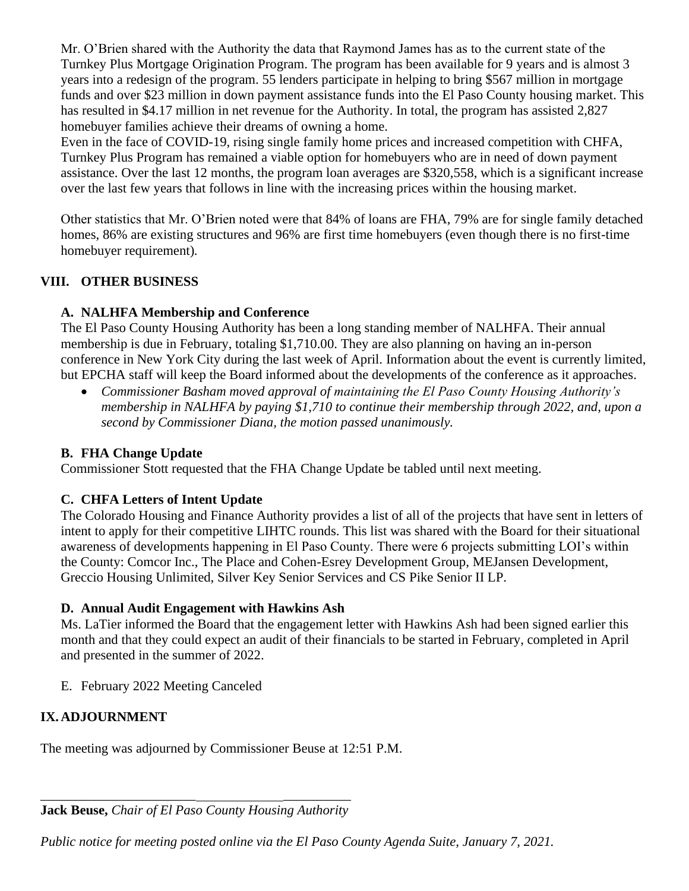Mr. O'Brien shared with the Authority the data that Raymond James has as to the current state of the Turnkey Plus Mortgage Origination Program. The program has been available for 9 years and is almost 3 years into a redesign of the program. 55 lenders participate in helping to bring $567 million in mortgage funds and over $23 million in down payment assistance funds into the El Paso County housing market. This has resulted in $4.17 million in net revenue for the Authority. In total, the program has assisted 2,827 homebuyer families achieve their dreams of owning a home.
Even in the face of COVID-19, rising single family home prices and increased competition with CHFA, Turnkey Plus Program has remained a viable option for homebuyers who are in need of down payment assistance. Over the last 12 months, the program loan averages are $320,558, which is a significant increase over the last few years that follows in line with the increasing prices within the housing market.

Other statistics that Mr. O'Brien noted were that 84% of loans are FHA, 79% are for single family detached homes, 86% are existing structures and 96% are first time homebuyers (even though there is no first-time homebuyer requirement).

## VIII. OTHER BUSINESS

### A. NALHFA Membership and Conference

The El Paso County Housing Authority has been a long standing member of NALHFA. Their annual membership is due in February, totaling $1,710.00. They are also planning on having an in-person conference in New York City during the last week of April. Information about the event is currently limited, but EPCHA staff will keep the Board informed about the developments of the conference as it approaches.

- *Commissioner Basham moved approval of maintaining the El Paso County Housing Authority's membership in NALHFA by paying $1,710 to continue their membership through 2022, and, upon a second by Commissioner Diana, the motion passed unanimously.*

### B. FHA Change Update

Commissioner Stott requested that the FHA Change Update be tabled until next meeting.

### C. CHFA Letters of Intent Update

The Colorado Housing and Finance Authority provides a list of all of the projects that have sent in letters of intent to apply for their competitive LIHTC rounds. This list was shared with the Board for their situational awareness of developments happening in El Paso County. There were 6 projects submitting LOI's within the County: Comcor Inc., The Place and Cohen-Esrey Development Group, MEJansen Development, Greccio Housing Unlimited, Silver Key Senior Services and CS Pike Senior II LP.

### D. Annual Audit Engagement with Hawkins Ash

Ms. LaTier informed the Board that the engagement letter with Hawkins Ash had been signed earlier this month and that they could expect an audit of their financials to be started in February, completed in April and presented in the summer of 2022.

E. February 2022 Meeting Canceled

## IX. ADJOURNMENT

The meeting was adjourned by Commissioner Beuse at 12:51 P.M.

\_\_\_\_\_\_\_\_\_\_\_\_\_\_\_\_\_\_\_\_\_\_\_\_\_\_\_\_\_\_\_\_\_\_\_\_\_\_\_\_\_\_\_\_

**Jack Beuse,** *Chair of El Paso County Housing Authority*

*Public notice for meeting posted online via the El Paso County Agenda Suite, January 7, 2021.*